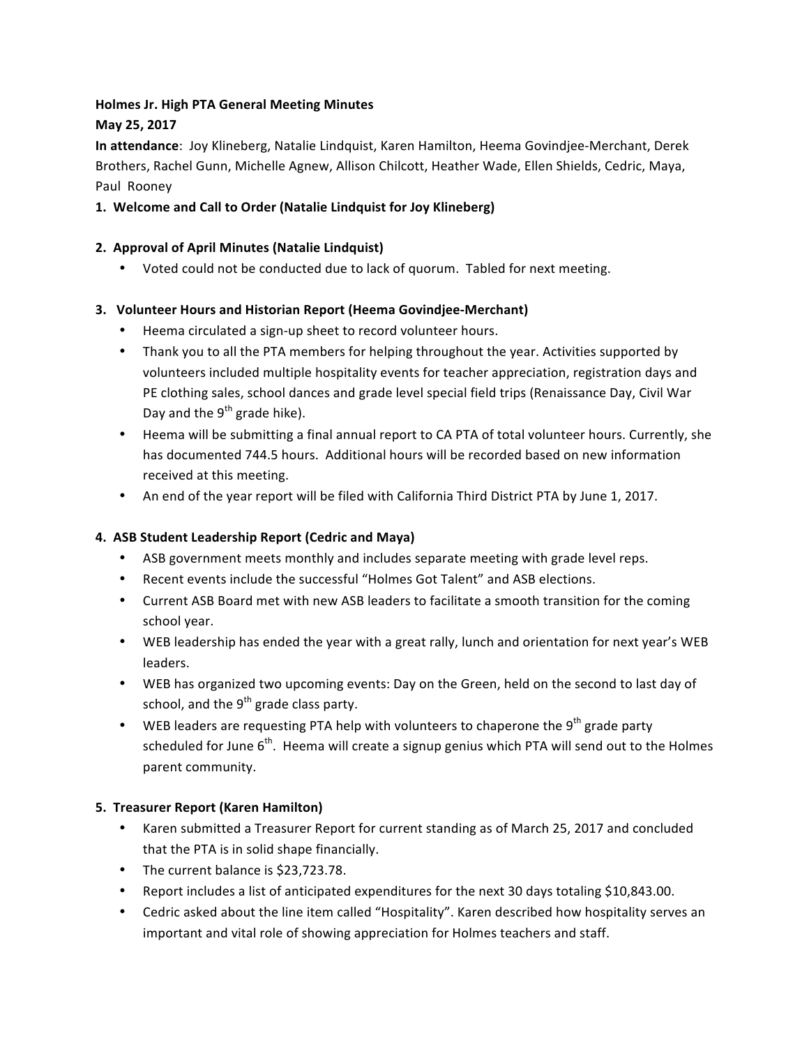**Holmes Jr. High PTA General Meeting Minutes**

**May 25, 2017**

**In attendance**: Joy Klineberg, Natalie Lindquist, Karen Hamilton, Heema Govindjee-Merchant, Derek Brothers, Rachel Gunn, Michelle Agnew, Allison Chilcott, Heather Wade, Ellen Shields, Cedric, Maya, Paul Rooney

**1. Welcome and Call to Order (Natalie Lindquist for Joy Klineberg)**

**2. Approval of April Minutes (Natalie Lindquist)**

- Voted could not be conducted due to lack of quorum. Tabled for next meeting.

**3. Volunteer Hours and Historian Report (Heema Govindjee-Merchant)**

- Heema circulated a sign-up sheet to record volunteer hours.
- Thank you to all the PTA members for helping throughout the year. Activities supported by volunteers included multiple hospitality events for teacher appreciation, registration days and PE clothing sales, school dances and grade level special field trips (Renaissance Day, Civil War Day and the 9th grade hike).
- Heema will be submitting a final annual report to CA PTA of total volunteer hours. Currently, she has documented 744.5 hours. Additional hours will be recorded based on new information received at this meeting.
- An end of the year report will be filed with California Third District PTA by June 1, 2017.

**4. ASB Student Leadership Report (Cedric and Maya)**

- ASB government meets monthly and includes separate meeting with grade level reps.
- Recent events include the successful "Holmes Got Talent" and ASB elections.
- Current ASB Board met with new ASB leaders to facilitate a smooth transition for the coming school year.
- WEB leadership has ended the year with a great rally, lunch and orientation for next year's WEB leaders.
- WEB has organized two upcoming events: Day on the Green, held on the second to last day of school, and the 9th grade class party.
- WEB leaders are requesting PTA help with volunteers to chaperone the 9th grade party scheduled for June 6th. Heema will create a signup genius which PTA will send out to the Holmes parent community.

**5. Treasurer Report (Karen Hamilton)**

- Karen submitted a Treasurer Report for current standing as of March 25, 2017 and concluded that the PTA is in solid shape financially.
- The current balance is $23,723.78.
- Report includes a list of anticipated expenditures for the next 30 days totaling $10,843.00.
- Cedric asked about the line item called "Hospitality". Karen described how hospitality serves an important and vital role of showing appreciation for Holmes teachers and staff.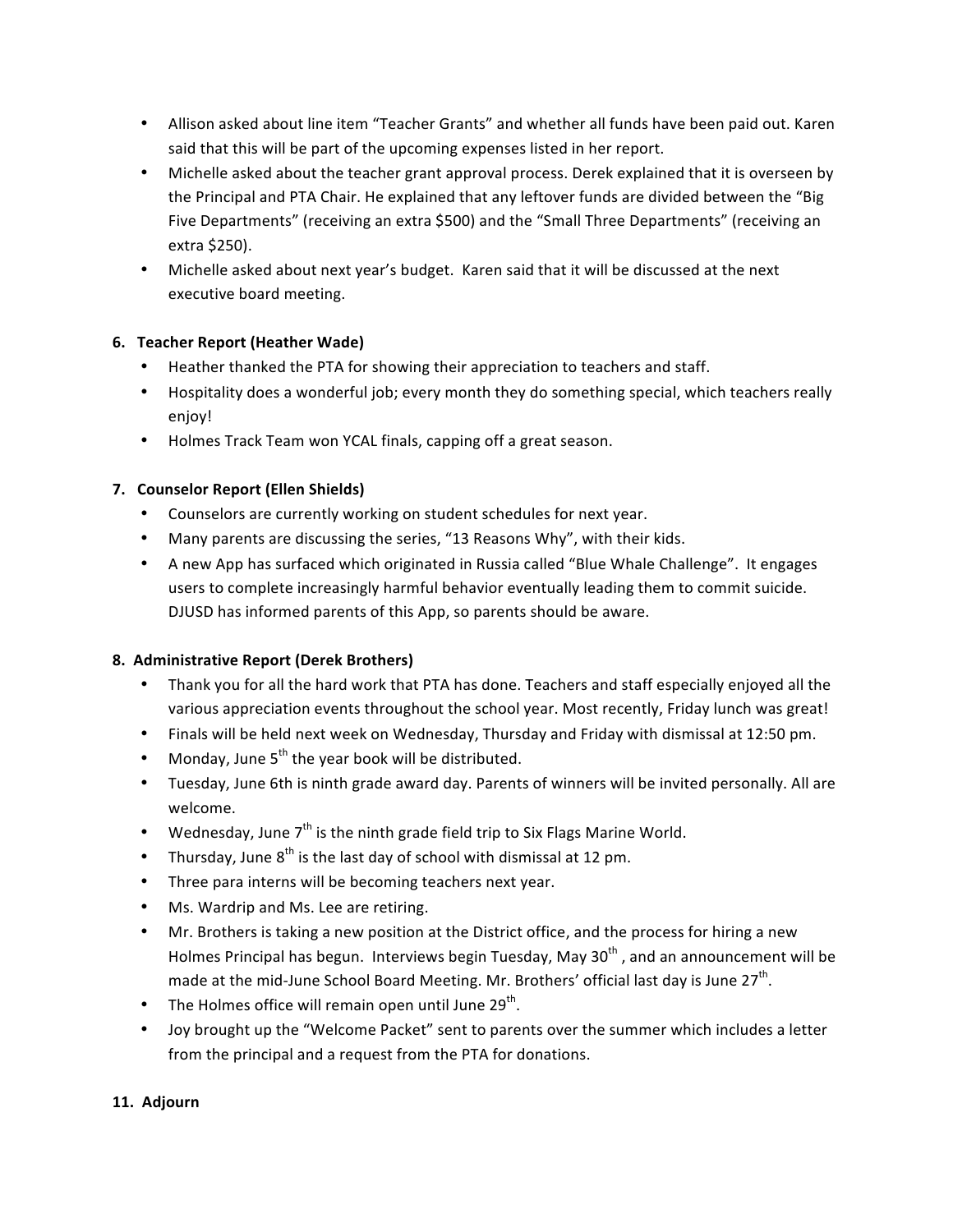- Allison asked about line item "Teacher Grants" and whether all funds have been paid out. Karen said that this will be part of the upcoming expenses listed in her report.
- Michelle asked about the teacher grant approval process. Derek explained that it is overseen by the Principal and PTA Chair. He explained that any leftover funds are divided between the "Big Five Departments" (receiving an extra $500) and the "Small Three Departments" (receiving an extra $250).
- Michelle asked about next year's budget. Karen said that it will be discussed at the next executive board meeting.

**6. Teacher Report (Heather Wade)**

- Heather thanked the PTA for showing their appreciation to teachers and staff.
- Hospitality does a wonderful job; every month they do something special, which teachers really enjoy!
- Holmes Track Team won YCAL finals, capping off a great season.

**7. Counselor Report (Ellen Shields)**

- Counselors are currently working on student schedules for next year.
- Many parents are discussing the series, "13 Reasons Why", with their kids.
- A new App has surfaced which originated in Russia called "Blue Whale Challenge". It engages users to complete increasingly harmful behavior eventually leading them to commit suicide. DJUSD has informed parents of this App, so parents should be aware.

**8. Administrative Report (Derek Brothers)**

- Thank you for all the hard work that PTA has done. Teachers and staff especially enjoyed all the various appreciation events throughout the school year. Most recently, Friday lunch was great!
- Finals will be held next week on Wednesday, Thursday and Friday with dismissal at 12:50 pm.
- Monday, June 5th the year book will be distributed.
- Tuesday, June 6th is ninth grade award day. Parents of winners will be invited personally. All are welcome.
- Wednesday, June 7th is the ninth grade field trip to Six Flags Marine World.
- Thursday, June 8th is the last day of school with dismissal at 12 pm.
- Three para interns will be becoming teachers next year.
- Ms. Wardrip and Ms. Lee are retiring.
- Mr. Brothers is taking a new position at the District office, and the process for hiring a new Holmes Principal has begun. Interviews begin Tuesday, May 30th, and an announcement will be made at the mid-June School Board Meeting. Mr. Brothers' official last day is June 27th.
- The Holmes office will remain open until June 29th.
- Joy brought up the "Welcome Packet" sent to parents over the summer which includes a letter from the principal and a request from the PTA for donations.

**11. Adjourn**